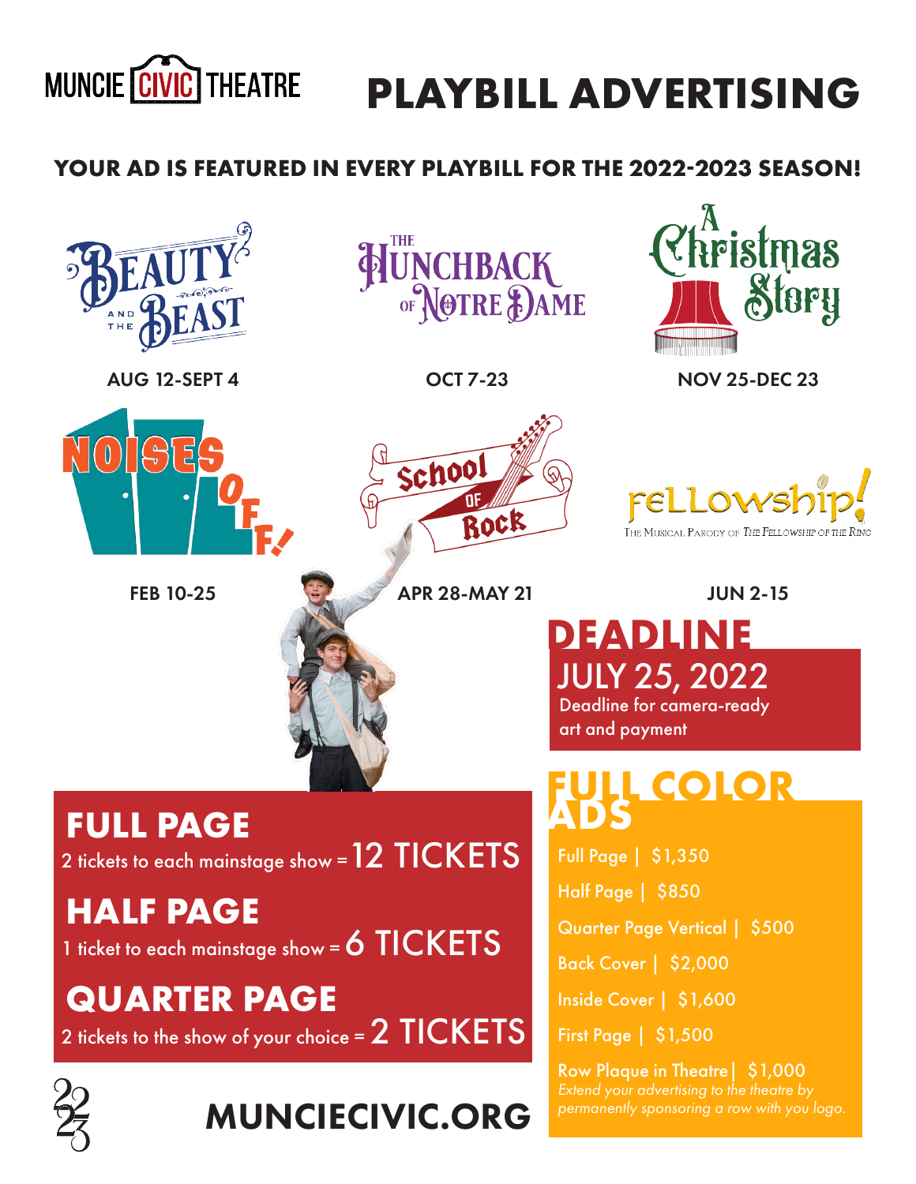MUNCIE CIVIC THEATRE

# PLAYBILL ADVERTISING

## YOUR AD IS FEATURED IN EVERY PLAYBILL FOR THE 2022-2023 SEASON!

Beauty and the Beast — AUG 12-SEPT 4

The Hunchback of Notre Dame — OCT 7-23

A Christmas Story — NOV 25-DEC 23

Noises Off! — FEB 10-25

School of Rock — APR 28-MAY 21

Fellowship! The Musical Parody of The Fellowship of the Ring — JUN 2-15

## DEADLINE

JULY 25, 2022

Deadline for camera-ready art and payment

## FULL PAGE

2 tickets to each mainstage show = 12 TICKETS

## HALF PAGE

1 ticket to each mainstage show = 6 TICKETS

## QUARTER PAGE

2 tickets to the show of your choice = 2 TICKETS

## FULL COLOR ADS

- Full Page | $1,350
- Half Page | $850
- Quarter Page Vertical | $500
- Back Cover | $2,000
- Inside Cover | $1,600
- First Page | $1,500
- Row Plaque in Theatre | $1,000

*Extend your advertising to the theatre by permanently sponsoring a row with you logo.*

22 23

MUNCIECIVIC.ORG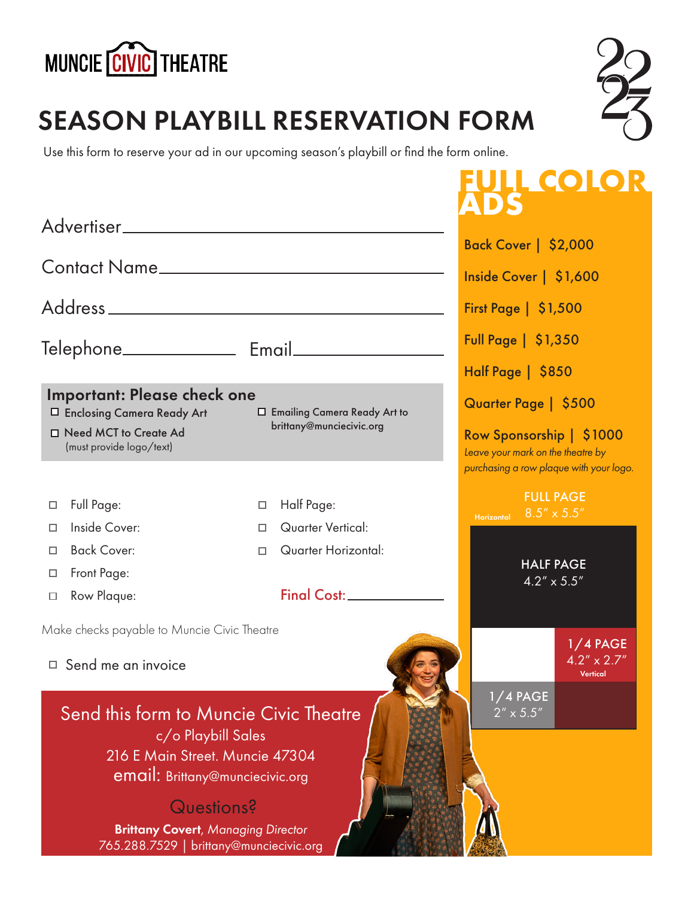MUNCIE CIVIC THEATRE

2022-23

# SEASON PLAYBILL RESERVATION FORM

Use this form to reserve your ad in our upcoming season's playbill or find the form online.

Advertiser ______________________________

Contact Name ______________________________

Address ______________________________

Telephone ______________ Email ______________

**Important: Please check one**

- ☐ Enclosing Camera Ready Art
- ☐ Need MCT to Create Ad (must provide logo/text)
- ☐ Emailing Camera Ready Art to brittany@munciecivic.org

- ☐ Full Page:
- ☐ Inside Cover:
- ☐ Back Cover:
- ☐ Front Page:
- ☐ Row Plaque:
- ☐ Half Page:
- ☐ Quarter Vertical:
- ☐ Quarter Horizontal:

Final Cost: ______________

Make checks payable to Muncie Civic Theatre

☐ Send me an invoice

## FULL COLOR ADS

Back Cover | $2,000

Inside Cover | $1,600

First Page | $1,500

Full Page | $1,350

Half Page | $850

Quarter Page | $500

Row Sponsorship | $1000

*Leave your mark on the theatre by purchasing a row plaque with your logo.*

FULL PAGE
Horizontal
8.5″ x 5.5″

HALF PAGE
4.2″ x 5.5″

1/4 PAGE
4.2″ x 2.7″
Vertical

1/4 PAGE
2″ x 5.5″

Send this form to Muncie Civic Theatre
c/o Playbill Sales
216 E Main Street. Muncie 47304
email: Brittany@munciecivic.org

Questions?

**Brittany Covert**, *Managing Director*
765.288.7529 | brittany@munciecivic.org